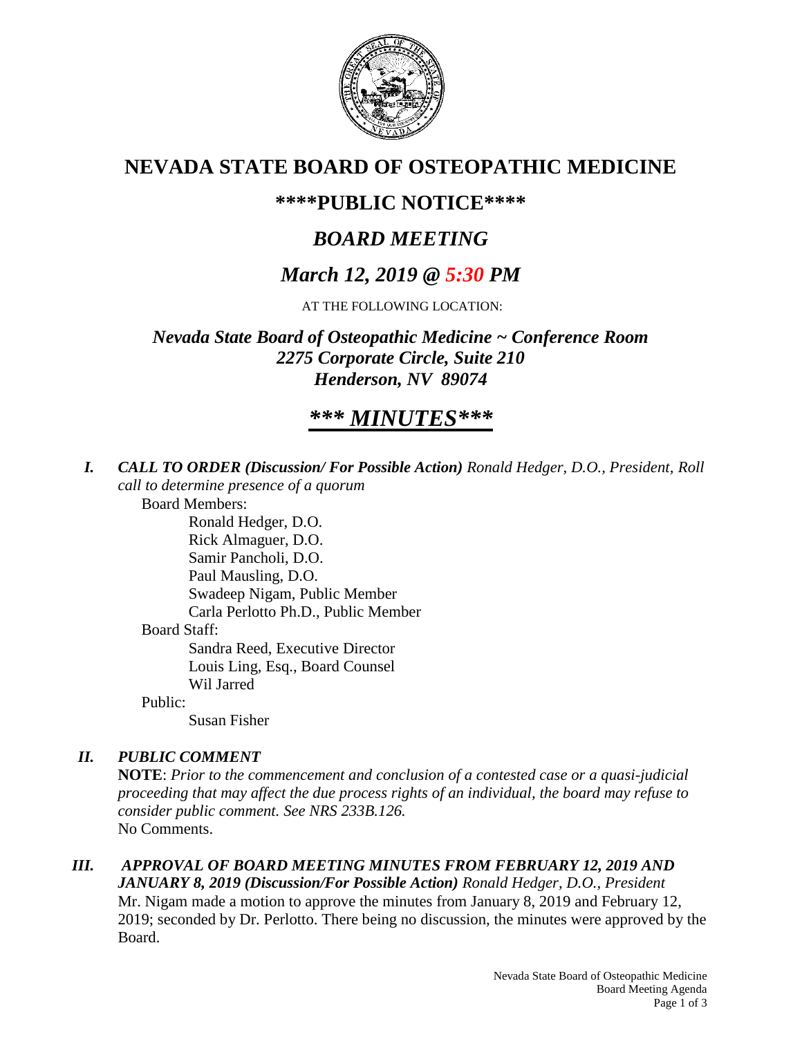# NEVADA STATE BOARD OF OSTEOPATHIC MEDICINE

## \*\*\*\*PUBLIC NOTICE\*\*\*\*

## *BOARD MEETING*

## *March 12, 2019 @ 5:30 PM*

AT THE FOLLOWING LOCATION:

***Nevada State Board of Osteopathic Medicine ~ Conference Room***
***2275 Corporate Circle, Suite 210***
***Henderson, NV 89074***

# ***\*\*\* MINUTES\*\*\****

***I. CALL TO ORDER (Discussion/ For Possible Action)*** *Ronald Hedger, D.O., President, Roll call to determine presence of a quorum*

Board Members:

- Ronald Hedger, D.O.
- Rick Almaguer, D.O.
- Samir Pancholi, D.O.
- Paul Mausling, D.O.
- Swadeep Nigam, Public Member
- Carla Perlotto Ph.D., Public Member

Board Staff:

- Sandra Reed, Executive Director
- Louis Ling, Esq., Board Counsel
- Wil Jarred

Public:

- Susan Fisher

***II. PUBLIC COMMENT***

**NOTE**: *Prior to the commencement and conclusion of a contested case or a quasi-judicial proceeding that may affect the due process rights of an individual, the board may refuse to consider public comment. See NRS 233B.126.*

No Comments.

***III. APPROVAL OF BOARD MEETING MINUTES FROM FEBRUARY 12, 2019 AND JANUARY 8, 2019 (Discussion/For Possible Action)*** *Ronald Hedger, D.O., President*

Mr. Nigam made a motion to approve the minutes from January 8, 2019 and February 12, 2019; seconded by Dr. Perlotto. There being no discussion, the minutes were approved by the Board.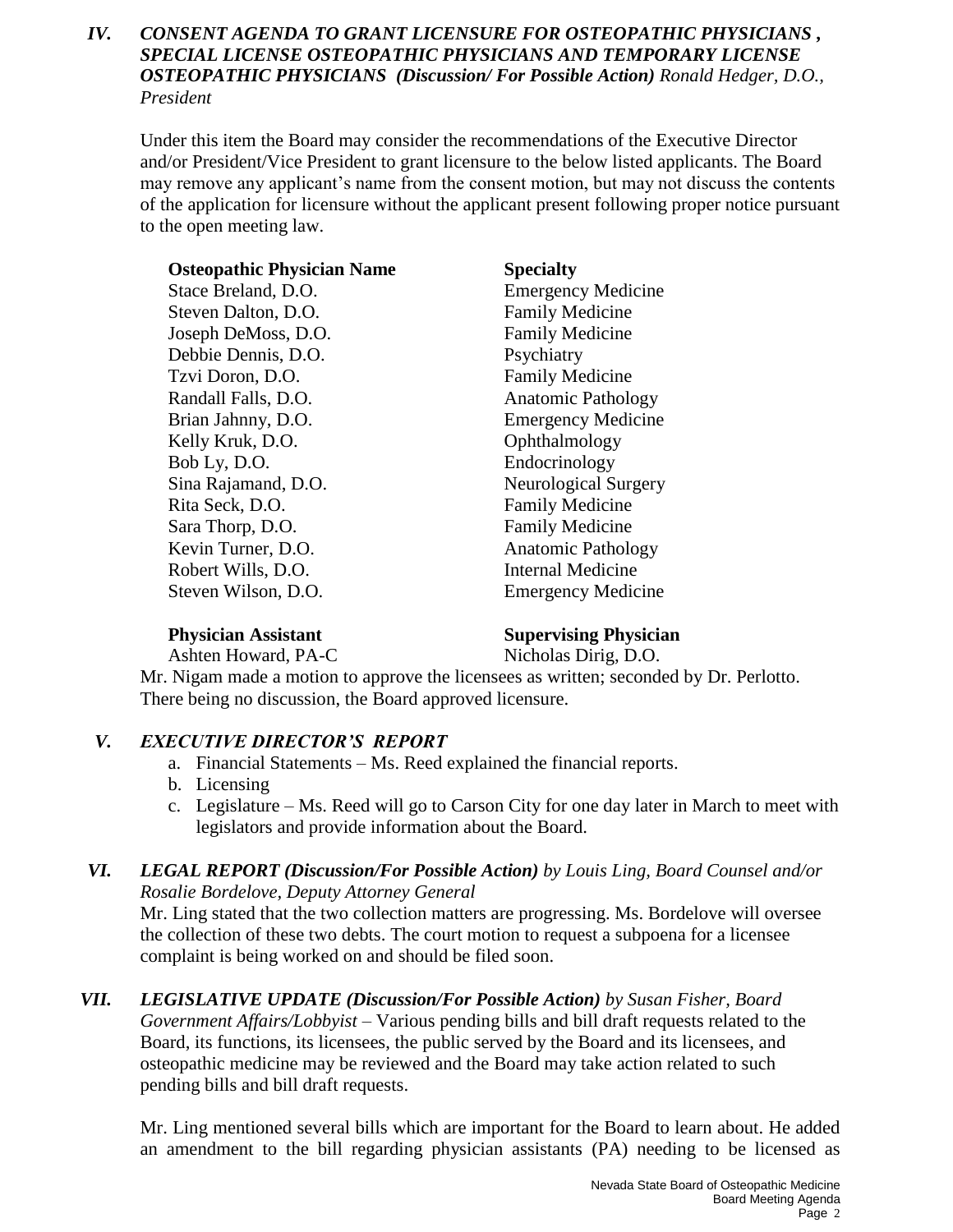## *IV. CONSENT AGENDA TO GRANT LICENSURE FOR OSTEOPATHIC PHYSICIANS , SPECIAL LICENSE OSTEOPATHIC PHYSICIANS AND TEMPORARY LICENSE OSTEOPATHIC PHYSICIANS (Discussion/ For Possible Action) Ronald Hedger, D.O., President*

Under this item the Board may consider the recommendations of the Executive Director and/or President/Vice President to grant licensure to the below listed applicants. The Board may remove any applicant's name from the consent motion, but may not discuss the contents of the application for licensure without the applicant present following proper notice pursuant to the open meeting law.

| **Osteopathic Physician Name** | **Specialty** |
|---|---|
| Stace Breland, D.O. | Emergency Medicine |
| Steven Dalton, D.O. | Family Medicine |
| Joseph DeMoss, D.O. | Family Medicine |
| Debbie Dennis, D.O. | Psychiatry |
| Tzvi Doron, D.O. | Family Medicine |
| Randall Falls, D.O. | Anatomic Pathology |
| Brian Jahnny, D.O. | Emergency Medicine |
| Kelly Kruk, D.O. | Ophthalmology |
| Bob Ly, D.O. | Endocrinology |
| Sina Rajamand, D.O. | Neurological Surgery |
| Rita Seck, D.O. | Family Medicine |
| Sara Thorp, D.O. | Family Medicine |
| Kevin Turner, D.O. | Anatomic Pathology |
| Robert Wills, D.O. | Internal Medicine |
| Steven Wilson, D.O. | Emergency Medicine |

| **Physician Assistant** | **Supervising Physician** |
|---|---|
| Ashten Howard, PA-C | Nicholas Dirig, D.O. |

Mr. Nigam made a motion to approve the licensees as written; seconded by Dr. Perlotto. There being no discussion, the Board approved licensure.

## *V. EXECUTIVE DIRECTOR'S REPORT*

a. Financial Statements – Ms. Reed explained the financial reports.
b. Licensing
c. Legislature – Ms. Reed will go to Carson City for one day later in March to meet with legislators and provide information about the Board.

## *VI. LEGAL REPORT (Discussion/For Possible Action) by Louis Ling, Board Counsel and/or Rosalie Bordelove, Deputy Attorney General*

Mr. Ling stated that the two collection matters are progressing. Ms. Bordelove will oversee the collection of these two debts. The court motion to request a subpoena for a licensee complaint is being worked on and should be filed soon.

## *VII. LEGISLATIVE UPDATE (Discussion/For Possible Action) by Susan Fisher, Board Government Affairs/Lobbyist*

– Various pending bills and bill draft requests related to the Board, its functions, its licensees, the public served by the Board and its licensees, and osteopathic medicine may be reviewed and the Board may take action related to such pending bills and bill draft requests.

Mr. Ling mentioned several bills which are important for the Board to learn about. He added an amendment to the bill regarding physician assistants (PA) needing to be licensed as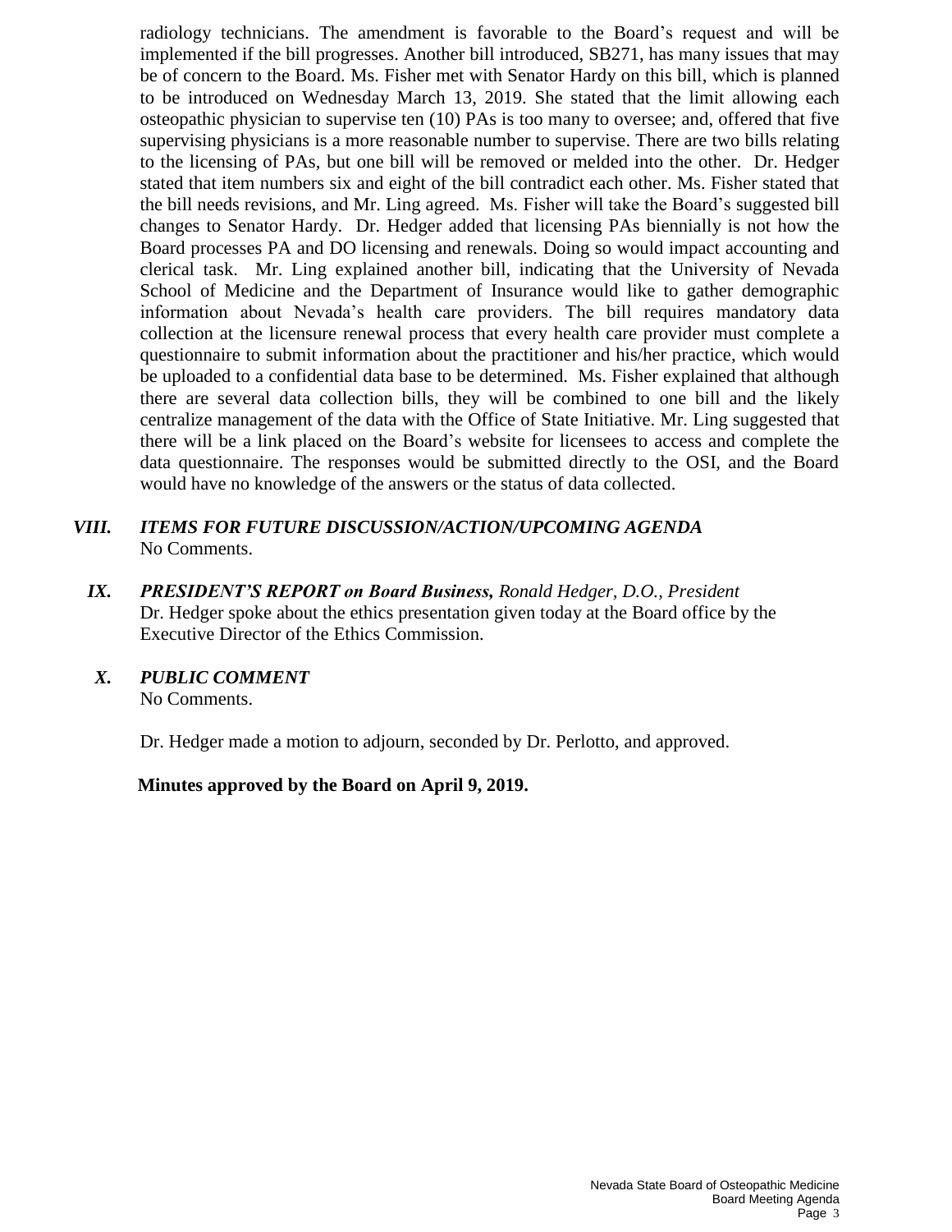radiology technicians. The amendment is favorable to the Board's request and will be implemented if the bill progresses. Another bill introduced, SB271, has many issues that may be of concern to the Board. Ms. Fisher met with Senator Hardy on this bill, which is planned to be introduced on Wednesday March 13, 2019. She stated that the limit allowing each osteopathic physician to supervise ten (10) PAs is too many to oversee; and, offered that five supervising physicians is a more reasonable number to supervise. There are two bills relating to the licensing of PAs, but one bill will be removed or melded into the other. Dr. Hedger stated that item numbers six and eight of the bill contradict each other. Ms. Fisher stated that the bill needs revisions, and Mr. Ling agreed. Ms. Fisher will take the Board's suggested bill changes to Senator Hardy. Dr. Hedger added that licensing PAs biennially is not how the Board processes PA and DO licensing and renewals. Doing so would impact accounting and clerical task. Mr. Ling explained another bill, indicating that the University of Nevada School of Medicine and the Department of Insurance would like to gather demographic information about Nevada's health care providers. The bill requires mandatory data collection at the licensure renewal process that every health care provider must complete a questionnaire to submit information about the practitioner and his/her practice, which would be uploaded to a confidential data base to be determined. Ms. Fisher explained that although there are several data collection bills, they will be combined to one bill and the likely centralize management of the data with the Office of State Initiative. Mr. Ling suggested that there will be a link placed on the Board's website for licensees to access and complete the data questionnaire. The responses would be submitted directly to the OSI, and the Board would have no knowledge of the answers or the status of data collected.

## VIII. *ITEMS FOR FUTURE DISCUSSION/ACTION/UPCOMING AGENDA*

No Comments.

## IX. *PRESIDENT'S REPORT on Board Business, Ronald Hedger, D.O., President*

Dr. Hedger spoke about the ethics presentation given today at the Board office by the Executive Director of the Ethics Commission.

## X. *PUBLIC COMMENT*

No Comments.

Dr. Hedger made a motion to adjourn, seconded by Dr. Perlotto, and approved.

**Minutes approved by the Board on April 9, 2019.**